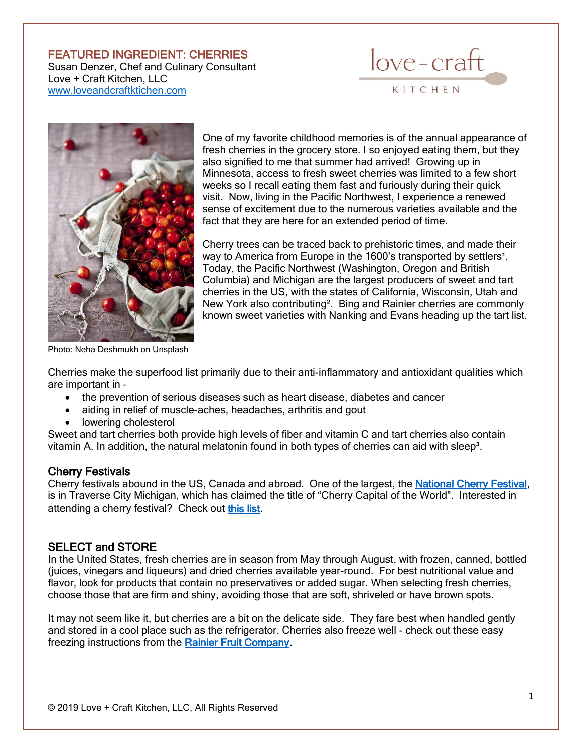# FEATURED INGREDIENT: CHERRIES

Susan Denzer, Chef and Culinary Consultant
Love + Craft Kitchen, LLC
www.loveandcraftkitchen.com

One of my favorite childhood memories is of the annual appearance of fresh cherries in the grocery store. I so enjoyed eating them, but they also signified to me that summer had arrived! Growing up in Minnesota, access to fresh sweet cherries was limited to a few short weeks so I recall eating them fast and furiously during their quick visit. Now, living in the Pacific Northwest, I experience a renewed sense of excitement due to the numerous varieties available and the fact that they are here for an extended period of time.

Cherry trees can be traced back to prehistoric times, and made their way to America from Europe in the 1600's transported by settlers[1]. Today, the Pacific Northwest (Washington, Oregon and British Columbia) and Michigan are the largest producers of sweet and tart cherries in the US, with the states of California, Wisconsin, Utah and New York also contributing[2]. Bing and Rainier cherries are commonly known sweet varieties with Nanking and Evans heading up the tart list.

Photo: Neha Deshmukh on Unsplash

Cherries make the superfood list primarily due to their anti-inflammatory and antioxidant qualities which are important in –

- the prevention of serious diseases such as heart disease, diabetes and cancer
- aiding in relief of muscle-aches, headaches, arthritis and gout
- lowering cholesterol

Sweet and tart cherries both provide high levels of fiber and vitamin C and tart cherries also contain vitamin A. In addition, the natural melatonin found in both types of cherries can aid with sleep[3].

## Cherry Festivals

Cherry festivals abound in the US, Canada and abroad. One of the largest, the National Cherry Festival, is in Traverse City Michigan, which has claimed the title of "Cherry Capital of the World". Interested in attending a cherry festival? Check out this list.

## SELECT and STORE

In the United States, fresh cherries are in season from May through August, with frozen, canned, bottled (juices, vinegars and liqueurs) and dried cherries available year-round. For best nutritional value and flavor, look for products that contain no preservatives or added sugar. When selecting fresh cherries, choose those that are firm and shiny, avoiding those that are soft, shriveled or have brown spots.

It may not seem like it, but cherries are a bit on the delicate side. They fare best when handled gently and stored in a cool place such as the refrigerator. Cherries also freeze well - check out these easy freezing instructions from the Rainier Fruit Company.

© 2019 Love + Craft Kitchen, LLC, All Rights Reserved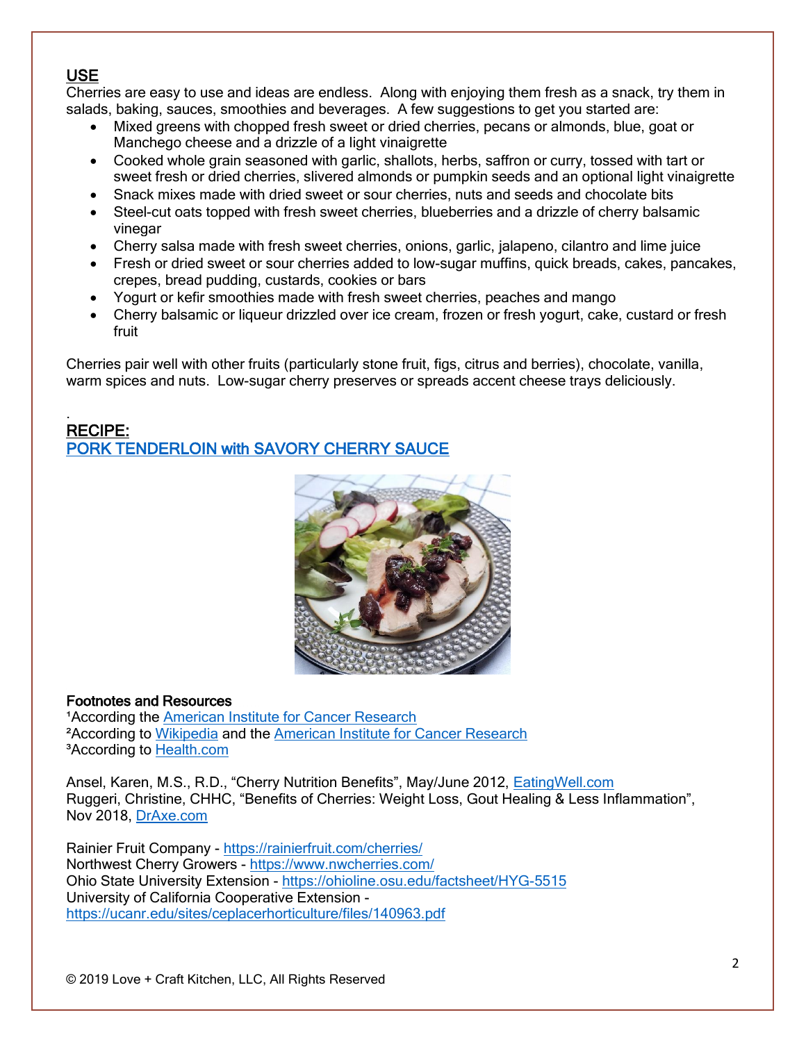## USE

Cherries are easy to use and ideas are endless. Along with enjoying them fresh as a snack, try them in salads, baking, sauces, smoothies and beverages. A few suggestions to get you started are:

- Mixed greens with chopped fresh sweet or dried cherries, pecans or almonds, blue, goat or Manchego cheese and a drizzle of a light vinaigrette
- Cooked whole grain seasoned with garlic, shallots, herbs, saffron or curry, tossed with tart or sweet fresh or dried cherries, slivered almonds or pumpkin seeds and an optional light vinaigrette
- Snack mixes made with dried sweet or sour cherries, nuts and seeds and chocolate bits
- Steel-cut oats topped with fresh sweet cherries, blueberries and a drizzle of cherry balsamic vinegar
- Cherry salsa made with fresh sweet cherries, onions, garlic, jalapeno, cilantro and lime juice
- Fresh or dried sweet or sour cherries added to low-sugar muffins, quick breads, cakes, pancakes, crepes, bread pudding, custards, cookies or bars
- Yogurt or kefir smoothies made with fresh sweet cherries, peaches and mango
- Cherry balsamic or liqueur drizzled over ice cream, frozen or fresh yogurt, cake, custard or fresh fruit

Cherries pair well with other fruits (particularly stone fruit, figs, citrus and berries), chocolate, vanilla, warm spices and nuts. Low-sugar cherry preserves or spreads accent cheese trays deliciously.

## RECIPE:
## PORK TENDERLOIN with SAVORY CHERRY SAUCE

**Footnotes and Resources**

[1]According the American Institute for Cancer Research
[2]According to Wikipedia and the American Institute for Cancer Research
[3]According to Health.com

Ansel, Karen, M.S., R.D., "Cherry Nutrition Benefits", May/June 2012, EatingWell.com
Ruggeri, Christine, CHHC, "Benefits of Cherries: Weight Loss, Gout Healing & Less Inflammation", Nov 2018, DrAxe.com

Rainier Fruit Company - https://rainierfruit.com/cherries/
Northwest Cherry Growers - https://www.nwcherries.com/
Ohio State University Extension - https://ohioline.osu.edu/factsheet/HYG-5515
University of California Cooperative Extension - https://ucanr.edu/sites/ceplacerhorticulture/files/140963.pdf

© 2019 Love + Craft Kitchen, LLC, All Rights Reserved